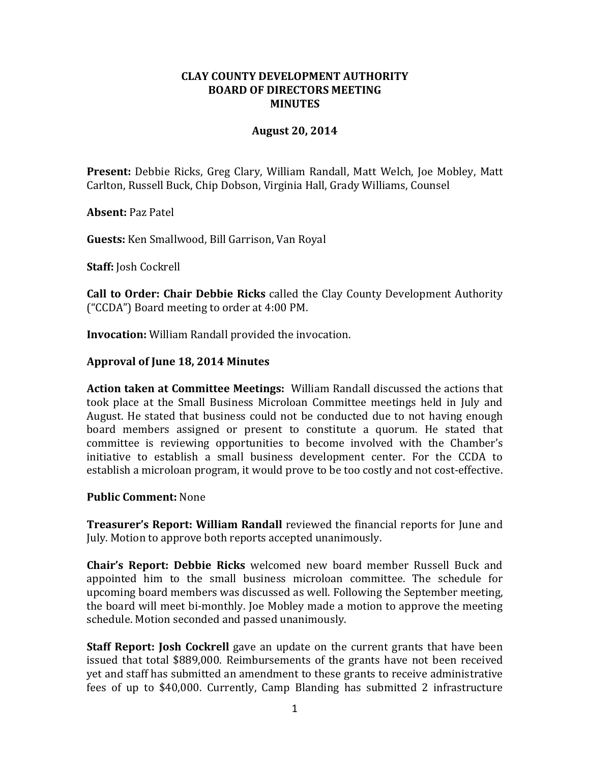**CLAY COUNTY DEVELOPMENT AUTHORITY**
**BOARD OF DIRECTORS MEETING**
**MINUTES**

**August 20, 2014**

**Present:** Debbie Ricks, Greg Clary, William Randall, Matt Welch, Joe Mobley, Matt Carlton, Russell Buck, Chip Dobson, Virginia Hall, Grady Williams, Counsel

**Absent:** Paz Patel

**Guests:** Ken Smallwood, Bill Garrison, Van Royal

**Staff:** Josh Cockrell

**Call to Order: Chair Debbie Ricks** called the Clay County Development Authority ("CCDA") Board meeting to order at 4:00 PM.

**Invocation:** William Randall provided the invocation.

**Approval of June 18, 2014 Minutes**

**Action taken at Committee Meetings:** William Randall discussed the actions that took place at the Small Business Microloan Committee meetings held in July and August. He stated that business could not be conducted due to not having enough board members assigned or present to constitute a quorum. He stated that committee is reviewing opportunities to become involved with the Chamber's initiative to establish a small business development center. For the CCDA to establish a microloan program, it would prove to be too costly and not cost-effective.

**Public Comment:** None

**Treasurer's Report: William Randall** reviewed the financial reports for June and July. Motion to approve both reports accepted unanimously.

**Chair's Report: Debbie Ricks** welcomed new board member Russell Buck and appointed him to the small business microloan committee. The schedule for upcoming board members was discussed as well. Following the September meeting, the board will meet bi-monthly. Joe Mobley made a motion to approve the meeting schedule. Motion seconded and passed unanimously.

**Staff Report: Josh Cockrell** gave an update on the current grants that have been issued that total $889,000. Reimbursements of the grants have not been received yet and staff has submitted an amendment to these grants to receive administrative fees of up to $40,000. Currently, Camp Blanding has submitted 2 infrastructure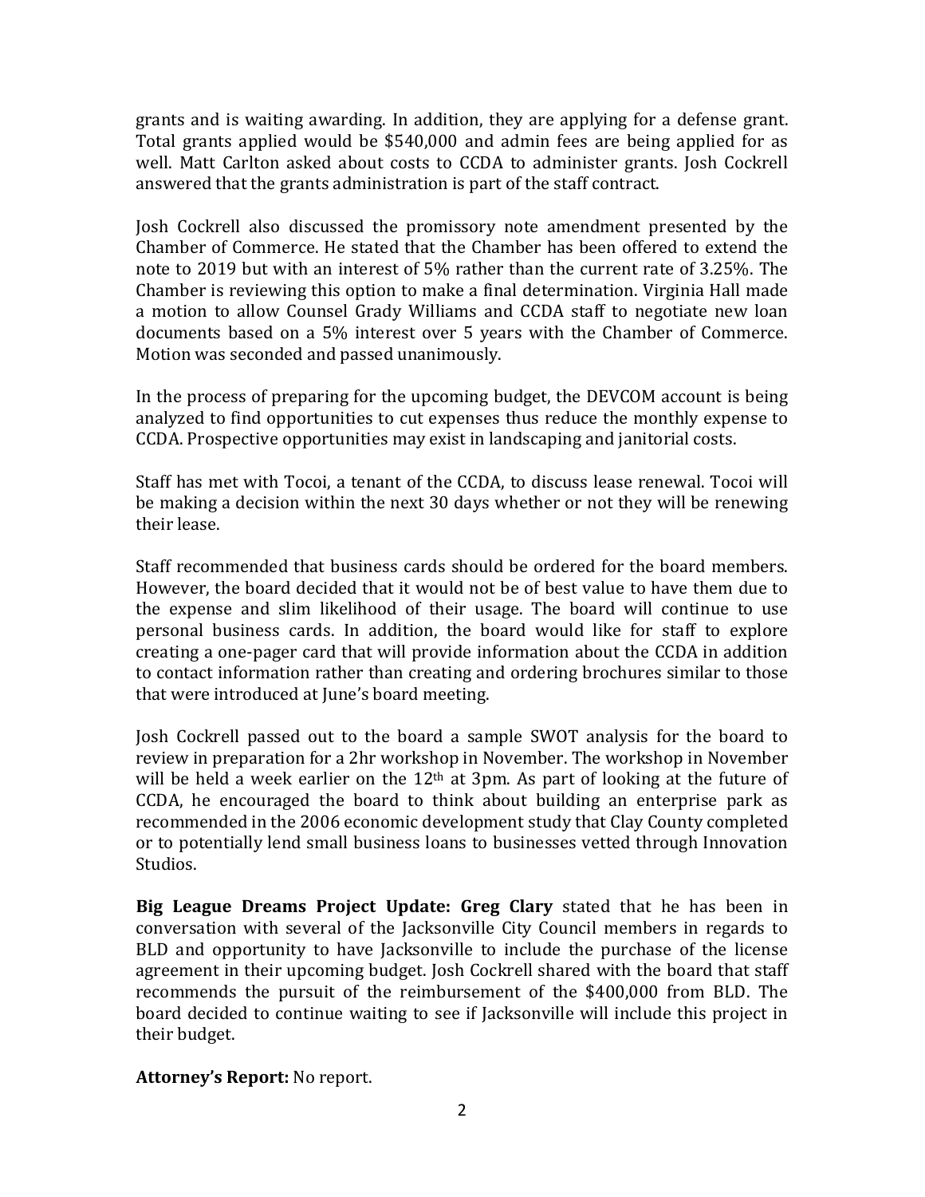grants and is waiting awarding. In addition, they are applying for a defense grant. Total grants applied would be $540,000 and admin fees are being applied for as well. Matt Carlton asked about costs to CCDA to administer grants. Josh Cockrell answered that the grants administration is part of the staff contract.

Josh Cockrell also discussed the promissory note amendment presented by the Chamber of Commerce. He stated that the Chamber has been offered to extend the note to 2019 but with an interest of 5% rather than the current rate of 3.25%. The Chamber is reviewing this option to make a final determination. Virginia Hall made a motion to allow Counsel Grady Williams and CCDA staff to negotiate new loan documents based on a 5% interest over 5 years with the Chamber of Commerce. Motion was seconded and passed unanimously.

In the process of preparing for the upcoming budget, the DEVCOM account is being analyzed to find opportunities to cut expenses thus reduce the monthly expense to CCDA. Prospective opportunities may exist in landscaping and janitorial costs.

Staff has met with Tocoi, a tenant of the CCDA, to discuss lease renewal. Tocoi will be making a decision within the next 30 days whether or not they will be renewing their lease.

Staff recommended that business cards should be ordered for the board members. However, the board decided that it would not be of best value to have them due to the expense and slim likelihood of their usage. The board will continue to use personal business cards. In addition, the board would like for staff to explore creating a one-pager card that will provide information about the CCDA in addition to contact information rather than creating and ordering brochures similar to those that were introduced at June's board meeting.

Josh Cockrell passed out to the board a sample SWOT analysis for the board to review in preparation for a 2hr workshop in November. The workshop in November will be held a week earlier on the 12th at 3pm. As part of looking at the future of CCDA, he encouraged the board to think about building an enterprise park as recommended in the 2006 economic development study that Clay County completed or to potentially lend small business loans to businesses vetted through Innovation Studios.

**Big League Dreams Project Update: Greg Clary** stated that he has been in conversation with several of the Jacksonville City Council members in regards to BLD and opportunity to have Jacksonville to include the purchase of the license agreement in their upcoming budget. Josh Cockrell shared with the board that staff recommends the pursuit of the reimbursement of the $400,000 from BLD. The board decided to continue waiting to see if Jacksonville will include this project in their budget.

**Attorney's Report:** No report.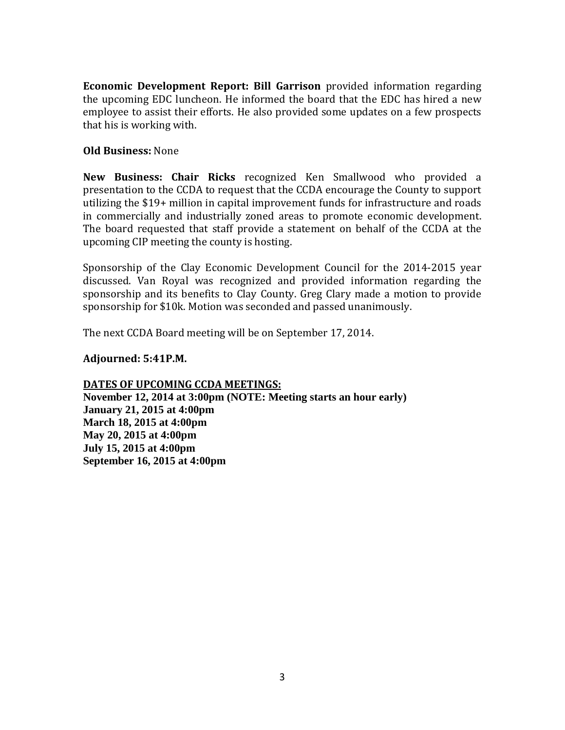**Economic Development Report: Bill Garrison** provided information regarding the upcoming EDC luncheon. He informed the board that the EDC has hired a new employee to assist their efforts. He also provided some updates on a few prospects that his is working with.

**Old Business:** None

**New Business: Chair Ricks** recognized Ken Smallwood who provided a presentation to the CCDA to request that the CCDA encourage the County to support utilizing the $19+ million in capital improvement funds for infrastructure and roads in commercially and industrially zoned areas to promote economic development. The board requested that staff provide a statement on behalf of the CCDA at the upcoming CIP meeting the county is hosting.

Sponsorship of the Clay Economic Development Council for the 2014-2015 year discussed. Van Royal was recognized and provided information regarding the sponsorship and its benefits to Clay County. Greg Clary made a motion to provide sponsorship for $10k. Motion was seconded and passed unanimously.

The next CCDA Board meeting will be on September 17, 2014.

**Adjourned: 5:41P.M.**

**DATES OF UPCOMING CCDA MEETINGS:**

**November 12, 2014 at 3:00pm (NOTE: Meeting starts an hour early)**
**January 21, 2015 at 4:00pm**
**March 18, 2015 at 4:00pm**
**May 20, 2015 at 4:00pm**
**July 15, 2015 at 4:00pm**
**September 16, 2015 at 4:00pm**